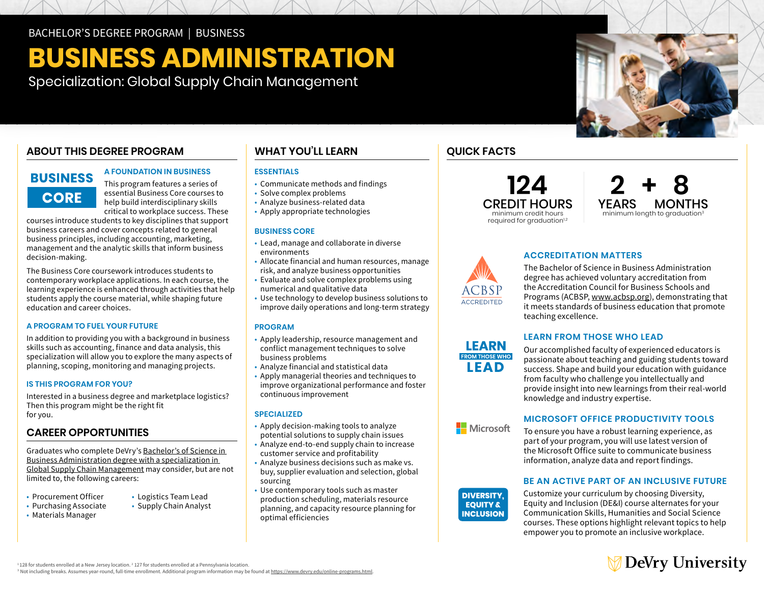BACHELOR'S DEGREE PROGRAM | BUSINESS

# BUSINESS ADMINISTRATION

Specialization: Global Supply Chain Management

## ABOUT THIS DEGREE PROGRAM

**BUSINESS CORE**

### A FOUNDATION IN BUSINESS

This program features a series of essential Business Core courses to help build interdisciplinary skills critical to workplace success. These courses introduce students to key disciplines that support business careers and cover concepts related to general business principles, including accounting, marketing, management and the analytic skills that inform business decision-making.

The Business Core coursework introduces students to contemporary workplace applications. In each course, the learning experience is enhanced through activities that help students apply the course material, while shaping future education and career choices.

### A PROGRAM TO FUEL YOUR FUTURE

In addition to providing you with a background in business skills such as accounting, finance and data analysis, this specialization will allow you to explore the many aspects of planning, scoping, monitoring and managing projects.

### IS THIS PROGRAM FOR YOU?

Interested in a business degree and marketplace logistics? Then this program might be the right fit for you.

## CAREER OPPORTUNITIES

Graduates who complete DeVry's Bachelor's of Science in Business Administration degree with a specialization in Global Supply Chain Management may consider, but are not limited to, the following careers:

- Procurement Officer
- Purchasing Associate
- Materials Manager
- Logistics Team Lead
- Supply Chain Analyst

## WHAT YOU'LL LEARN

### ESSENTIALS

- Communicate methods and findings
- Solve complex problems
- Analyze business-related data
- Apply appropriate technologies

### BUSINESS CORE

- Lead, manage and collaborate in diverse environments
- Allocate financial and human resources, manage risk, and analyze business opportunities
- Evaluate and solve complex problems using numerical and qualitative data
- Use technology to develop business solutions to improve daily operations and long-term strategy

### PROGRAM

- Apply leadership, resource management and conflict management techniques to solve business problems
- Analyze financial and statistical data
- Apply managerial theories and techniques to improve organizational performance and foster continuous improvement

### SPECIALIZED

- Apply decision-making tools to analyze potential solutions to supply chain issues
- Analyze end-to-end supply chain to increase customer service and profitability
- Analyze business decisions such as make vs. buy, supplier evaluation and selection, global sourcing
- Use contemporary tools such as master production scheduling, materials resource planning, and capacity resource planning for optimal efficiencies

## QUICK FACTS

**124 CREDIT HOURS**
minimum credit hours required for graduation[1,2]

**2 YEARS + 8 MONTHS**
minimum length to graduation[3]

### ACCREDITATION MATTERS

ACBSP ACCREDITED

The Bachelor of Science in Business Administration degree has achieved voluntary accreditation from the Accreditation Council for Business Schools and Programs (ACBSP, www.acbsp.org), demonstrating that it meets standards of business education that promote teaching excellence.

### LEARN FROM THOSE WHO LEAD

Our accomplished faculty of experienced educators is passionate about teaching and guiding students toward success. Shape and build your education with guidance from faculty who challenge you intellectually and provide insight into new learnings from their real-world knowledge and industry expertise.

### MICROSOFT OFFICE PRODUCTIVITY TOOLS

To ensure you have a robust learning experience, as part of your program, you will use latest version of the Microsoft Office suite to communicate business information, analyze data and report findings.

### BE AN ACTIVE PART OF AN INCLUSIVE FUTURE

Customize your curriculum by choosing Diversity, Equity and Inclusion (DE&I) course alternates for your Communication Skills, Humanities and Social Science courses. These options highlight relevant topics to help empower you to promote an inclusive workplace.

[1] 128 for students enrolled at a New Jersey location. [2] 127 for students enrolled at a Pennsylvania location.
[3] Not including breaks. Assumes year-round, full-time enrollment. Additional program information may be found at https://www.devry.edu/online-programs.html.

DeVry University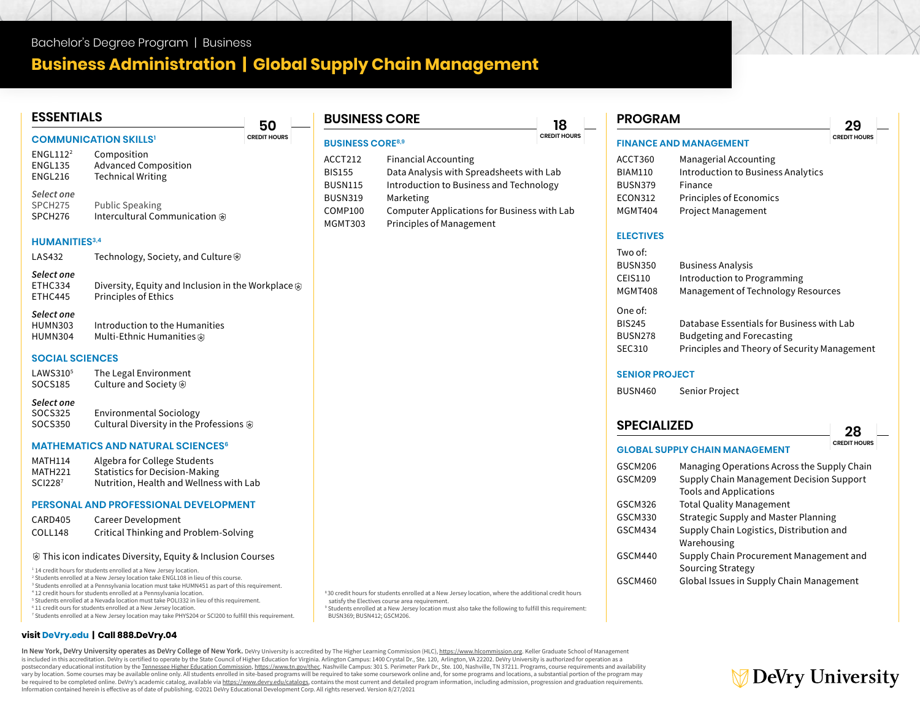Bachelor's Degree Program | Business

# Business Administration | Global Supply Chain Management

## ESSENTIALS

**50** CREDIT HOURS

### COMMUNICATION SKILLS[1]

| | |
|---|---|
| ENGL112[2] | Composition |
| ENGL135 | Advanced Composition |
| ENGL216 | Technical Writing |

*Select one*

| | |
|---|---|
| SPCH275 | Public Speaking |
| SPCH276 | Intercultural Communication ⊛ |

### HUMANITIES[3,4]

| | |
|---|---|
| LAS432 | Technology, Society, and Culture ⊛ |

*Select one*

| | |
|---|---|
| ETHC334 | Diversity, Equity and Inclusion in the Workplace ⊛ |
| ETHC445 | Principles of Ethics |

*Select one*

| | |
|---|---|
| HUMN303 | Introduction to the Humanities |
| HUMN304 | Multi-Ethnic Humanities ⊛ |

### SOCIAL SCIENCES

| | |
|---|---|
| LAWS310[5] | The Legal Environment |
| SOCS185 | Culture and Society ⊛ |

*Select one*

| | |
|---|---|
| SOCS325 | Environmental Sociology |
| SOCS350 | Cultural Diversity in the Professions ⊛ |

### MATHEMATICS AND NATURAL SCIENCES[6]

| | |
|---|---|
| MATH114 | Algebra for College Students |
| MATH221 | Statistics for Decision-Making |
| SCI228[7] | Nutrition, Health and Wellness with Lab |

### PERSONAL AND PROFESSIONAL DEVELOPMENT

| | |
|---|---|
| CARD405 | Career Development |
| COLL148 | Critical Thinking and Problem-Solving |

⊛ This icon indicates Diversity, Equity & Inclusion Courses

[1] 14 credit hours for students enrolled at a New Jersey location.
[2] Students enrolled at a New Jersey location take ENGL108 in lieu of this course.
[3] Students enrolled at a Pennsylvania location must take HUMN451 as part of this requirement.
[4] 12 credit hours for students enrolled at a Pennsylvania location.
[5] Students enrolled at a Nevada location must take POLI332 in lieu of this requirement.
[6] 11 credit ours for students enrolled at a New Jersey location.
[7] Students enrolled at a New Jersey location may take PHYS204 or SCI200 to fulfill this requirement.

## BUSINESS CORE

**18** CREDIT HOURS

### BUSINESS CORE[8,9]

| | |
|---|---|
| ACCT212 | Financial Accounting |
| BIS155 | Data Analysis with Spreadsheets with Lab |
| BUSN115 | Introduction to Business and Technology |
| BUSN319 | Marketing |
| COMP100 | Computer Applications for Business with Lab |
| MGMT303 | Principles of Management |

[8] 30 credit hours for students enrolled at a New Jersey location, where the additional credit hours satisfy the Electives course area requirement.
[9] Students enrolled at a New Jersey location must also take the following to fulfill this requirement: BUSN369; BUSN412; GSCM206.

## PROGRAM

**29** CREDIT HOURS

### FINANCE AND MANAGEMENT

| | |
|---|---|
| ACCT360 | Managerial Accounting |
| BIAM110 | Introduction to Business Analytics |
| BUSN379 | Finance |
| ECON312 | Principles of Economics |
| MGMT404 | Project Management |

### ELECTIVES

Two of:

| | |
|---|---|
| BUSN350 | Business Analysis |
| CEIS110 | Introduction to Programming |
| MGMT408 | Management of Technology Resources |

One of:

| | |
|---|---|
| BIS245 | Database Essentials for Business with Lab |
| BUSN278 | Budgeting and Forecasting |
| SEC310 | Principles and Theory of Security Management |

### SENIOR PROJECT

| | |
|---|---|
| BUSN460 | Senior Project |

## SPECIALIZED

**28** CREDIT HOURS

### GLOBAL SUPPLY CHAIN MANAGEMENT

| | |
|---|---|
| GSCM206 | Managing Operations Across the Supply Chain |
| GSCM209 | Supply Chain Management Decision Support Tools and Applications |
| GSCM326 | Total Quality Management |
| GSCM330 | Strategic Supply and Master Planning |
| GSCM434 | Supply Chain Logistics, Distribution and Warehousing |
| GSCM440 | Supply Chain Procurement Management and Sourcing Strategy |
| GSCM460 | Global Issues in Supply Chain Management |

**visit DeVry.edu | Call 888.DeVry.04**

**In New York, DeVry University operates as DeVry College of New York.** DeVry University is accredited by The Higher Learning Commission (HLC), https://www.hlcommission.org. Keller Graduate School of Management is included in this accreditation. DeVry is certified to operate by the State Council of Higher Education for Virginia. Arlington Campus: 1400 Crystal Dr., Ste. 120, Arlington, VA 22202. DeVry University is authorized for operation as a postsecondary educational institution by the Tennessee Higher Education Commission, https://www.tn.gov/thec. Nashville Campus: 301 S. Perimeter Park Dr., Ste. 100, Nashville, TN 37211. Programs, course requirements and availability vary by location. Some courses may be available online only. All students enrolled in site-based programs will be required to take some coursework online and, for some programs and locations, a substantial portion of the program may be required to be completed online. DeVry's academic catalog, available via https://www.devry.edu/catalogs, contains the most current and detailed program information, including admission, progression and graduation requirements. Information contained herein is effective as of date of publishing. ©2021 DeVry Educational Development Corp. All rights reserved. Version 8/27/2021

DeVry University